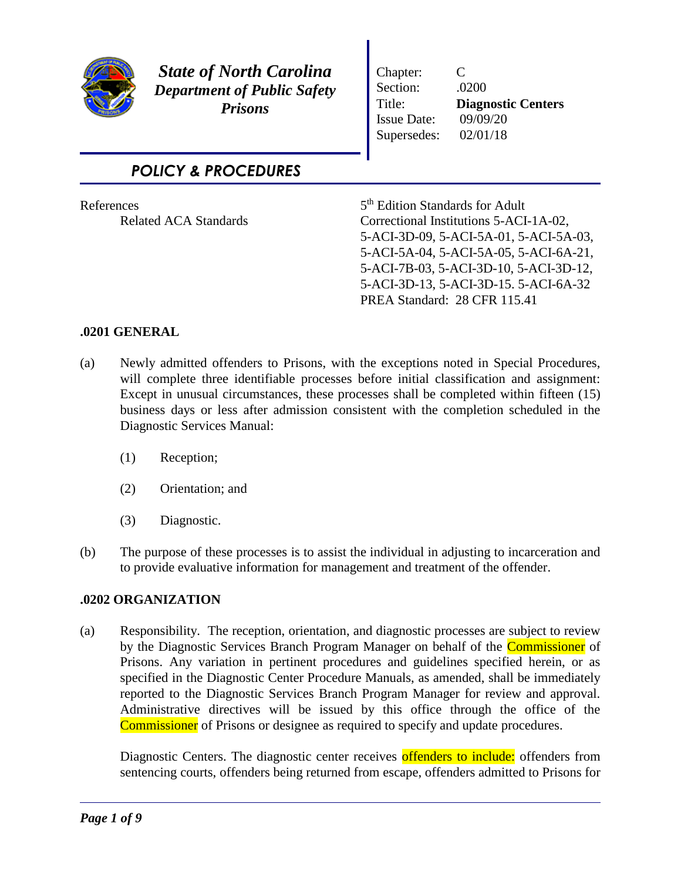**State of North Carolina**
**Department of Public Safety**
**Prisons**

| | |
|---|---|
| Chapter: | C |
| Section: | .0200 |
| Title: | **Diagnostic Centers** |
| Issue Date: | 09/09/20 |
| Supersedes: | 02/01/18 |

## POLICY & PROCEDURES

References
Related ACA Standards

5th Edition Standards for Adult Correctional Institutions 5-ACI-1A-02, 5-ACI-3D-09, 5-ACI-5A-01, 5-ACI-5A-03, 5-ACI-5A-04, 5-ACI-5A-05, 5-ACI-6A-21, 5-ACI-7B-03, 5-ACI-3D-10, 5-ACI-3D-12, 5-ACI-3D-13, 5-ACI-3D-15. 5-ACI-6A-32
PREA Standard: 28 CFR 115.41

### .0201 GENERAL

(a) Newly admitted offenders to Prisons, with the exceptions noted in Special Procedures, will complete three identifiable processes before initial classification and assignment: Except in unusual circumstances, these processes shall be completed within fifteen (15) business days or less after admission consistent with the completion scheduled in the Diagnostic Services Manual:

(1) Reception;

(2) Orientation; and

(3) Diagnostic.

(b) The purpose of these processes is to assist the individual in adjusting to incarceration and to provide evaluative information for management and treatment of the offender.

### .0202 ORGANIZATION

(a) Responsibility. The reception, orientation, and diagnostic processes are subject to review by the Diagnostic Services Branch Program Manager on behalf of the Commissioner of Prisons. Any variation in pertinent procedures and guidelines specified herein, or as specified in the Diagnostic Center Procedure Manuals, as amended, shall be immediately reported to the Diagnostic Services Branch Program Manager for review and approval. Administrative directives will be issued by this office through the office of the Commissioner of Prisons or designee as required to specify and update procedures.

Diagnostic Centers. The diagnostic center receives offenders to include: offenders from sentencing courts, offenders being returned from escape, offenders admitted to Prisons for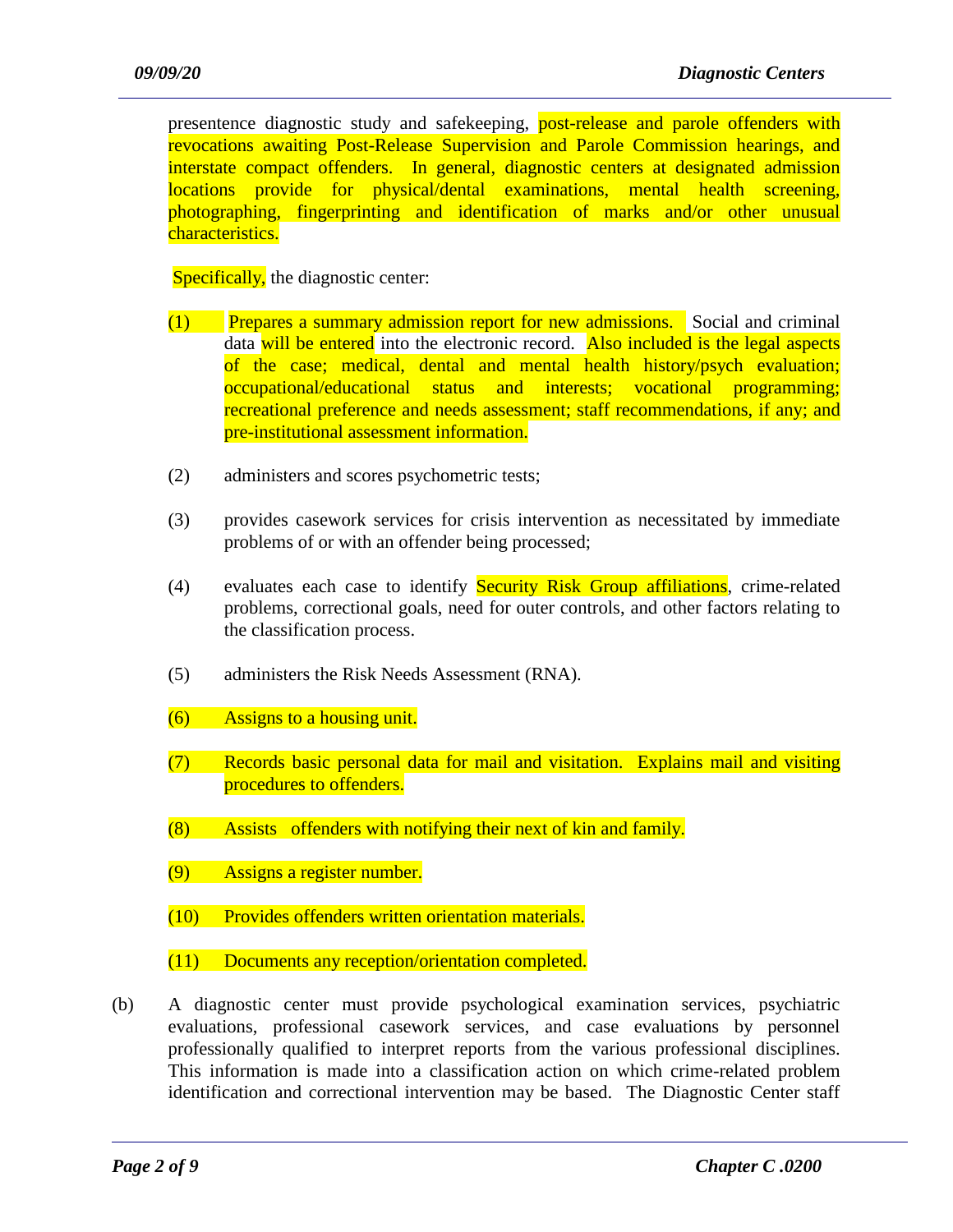presentence diagnostic study and safekeeping, post-release and parole offenders with revocations awaiting Post-Release Supervision and Parole Commission hearings, and interstate compact offenders. In general, diagnostic centers at designated admission locations provide for physical/dental examinations, mental health screening, photographing, fingerprinting and identification of marks and/or other unusual characteristics.

Specifically, the diagnostic center:

(1) Prepares a summary admission report for new admissions. Social and criminal data will be entered into the electronic record. Also included is the legal aspects of the case; medical, dental and mental health history/psych evaluation; occupational/educational status and interests; vocational programming; recreational preference and needs assessment; staff recommendations, if any; and pre-institutional assessment information.

(2) administers and scores psychometric tests;

(3) provides casework services for crisis intervention as necessitated by immediate problems of or with an offender being processed;

(4) evaluates each case to identify Security Risk Group affiliations, crime-related problems, correctional goals, need for outer controls, and other factors relating to the classification process.

(5) administers the Risk Needs Assessment (RNA).

(6) Assigns to a housing unit.

(7) Records basic personal data for mail and visitation. Explains mail and visiting procedures to offenders.

(8) Assists offenders with notifying their next of kin and family.

(9) Assigns a register number.

(10) Provides offenders written orientation materials.

(11) Documents any reception/orientation completed.

(b) A diagnostic center must provide psychological examination services, psychiatric evaluations, professional casework services, and case evaluations by personnel professionally qualified to interpret reports from the various professional disciplines. This information is made into a classification action on which crime-related problem identification and correctional intervention may be based. The Diagnostic Center staff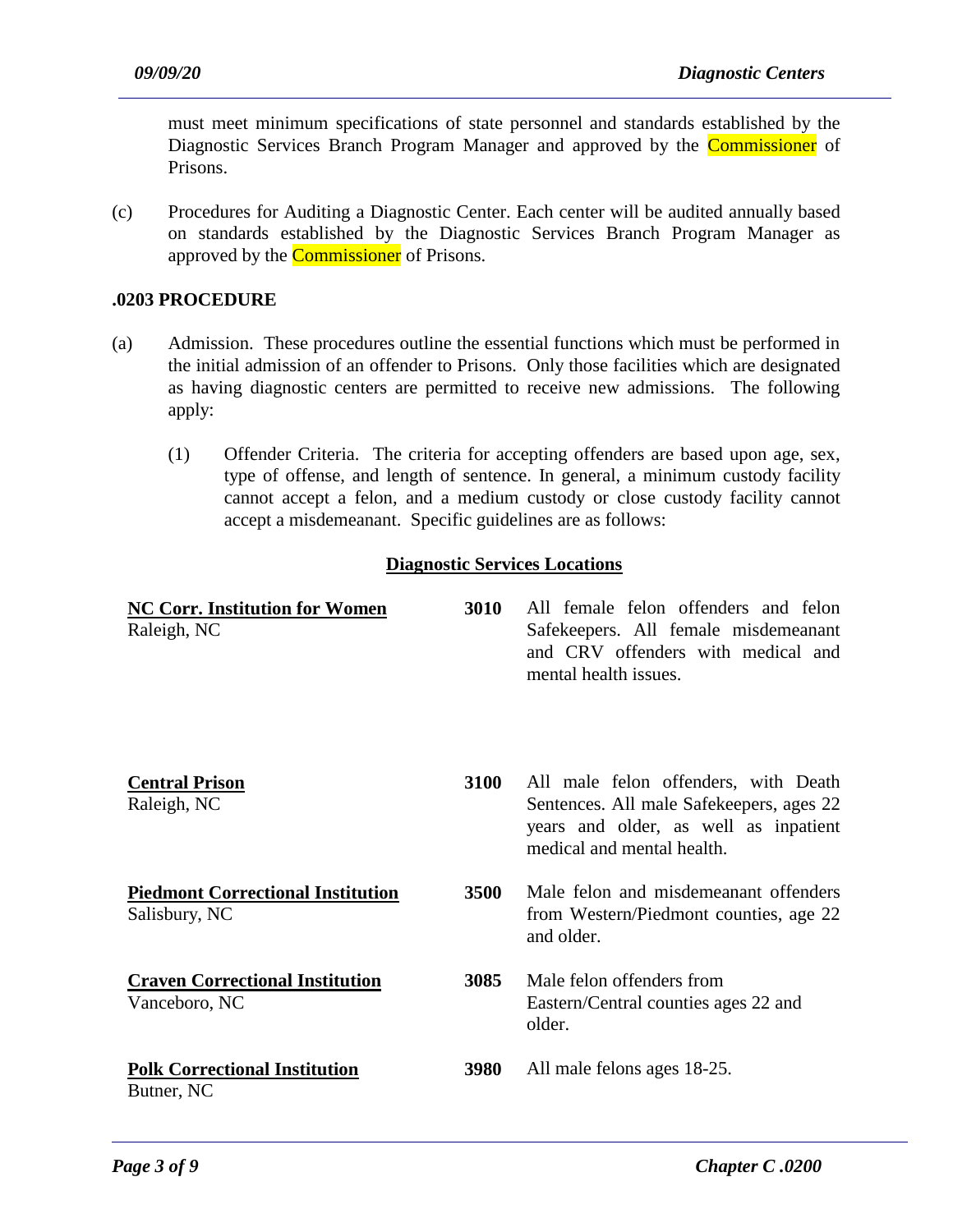must meet minimum specifications of state personnel and standards established by the Diagnostic Services Branch Program Manager and approved by the Commissioner of Prisons.

(c) Procedures for Auditing a Diagnostic Center. Each center will be audited annually based on standards established by the Diagnostic Services Branch Program Manager as approved by the Commissioner of Prisons.

### .0203 PROCEDURE

(a) Admission. These procedures outline the essential functions which must be performed in the initial admission of an offender to Prisons. Only those facilities which are designated as having diagnostic centers are permitted to receive new admissions. The following apply:

(1) Offender Criteria. The criteria for accepting offenders are based upon age, sex, type of offense, and length of sentence. In general, a minimum custody facility cannot accept a felon, and a medium custody or close custody facility cannot accept a misdemeanant. Specific guidelines are as follows:

**Diagnostic Services Locations**

| Location | Code | Offenders |
|---|---|---|
| **NC Corr. Institution for Women**<br>Raleigh, NC | **3010** | All female felon offenders and felon Safekeepers. All female misdemeanant and CRV offenders with medical and mental health issues. |
| **Central Prison**<br>Raleigh, NC | **3100** | All male felon offenders, with Death Sentences. All male Safekeepers, ages 22 years and older, as well as inpatient medical and mental health. |
| **Piedmont Correctional Institution**<br>Salisbury, NC | **3500** | Male felon and misdemeanant offenders from Western/Piedmont counties, age 22 and older. |
| **Craven Correctional Institution**<br>Vanceboro, NC | **3085** | Male felon offenders from Eastern/Central counties ages 22 and older. |
| **Polk Correctional Institution**<br>Butner, NC | **3980** | All male felons ages 18-25. |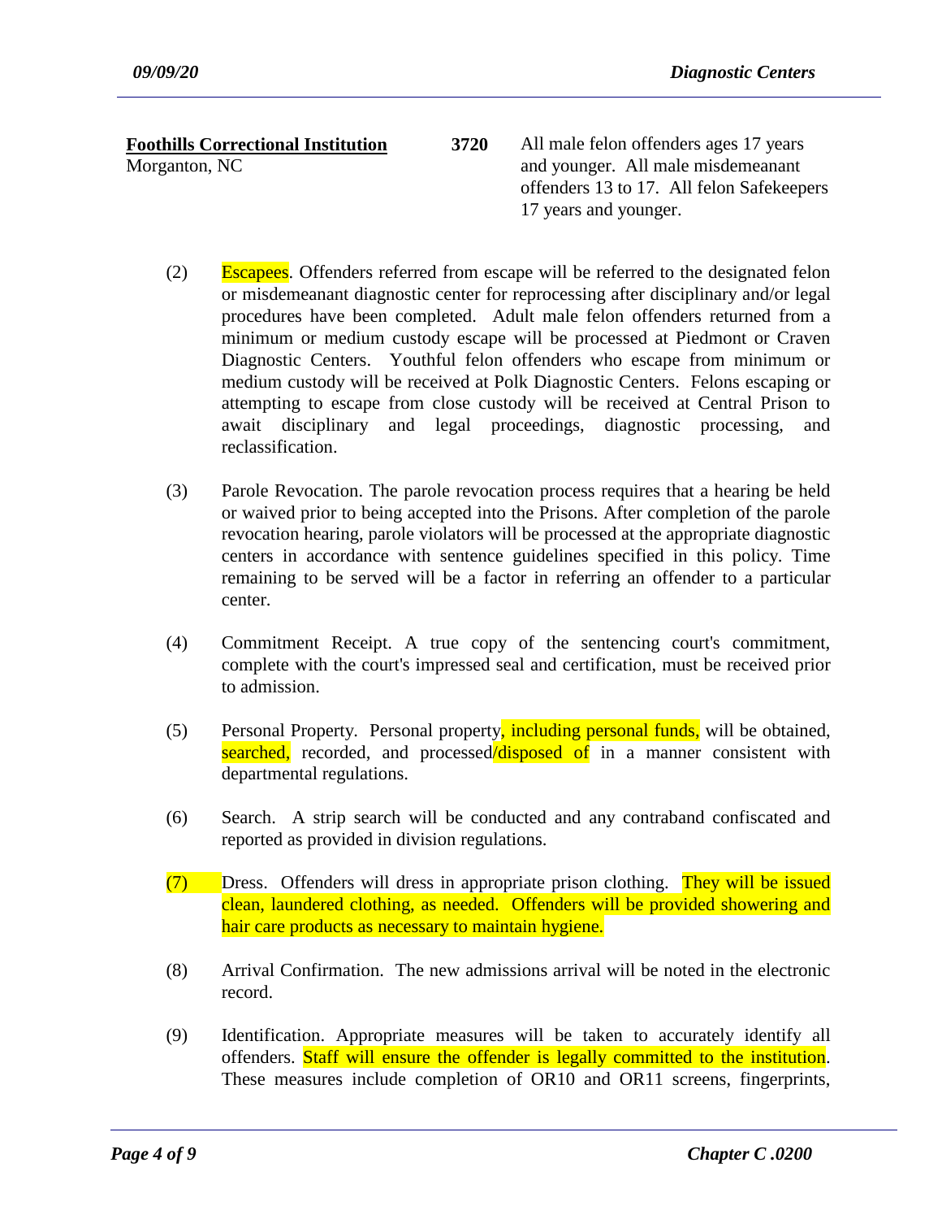| | | |
|---|---|---|
| **Foothills Correctional Institution**<br>Morganton, NC | **3720** | All male felon offenders ages 17 years and younger. All male misdemeanant offenders 13 to 17. All felon Safekeepers 17 years and younger. |

(2) Escapees. Offenders referred from escape will be referred to the designated felon or misdemeanant diagnostic center for reprocessing after disciplinary and/or legal procedures have been completed. Adult male felon offenders returned from a minimum or medium custody escape will be processed at Piedmont or Craven Diagnostic Centers. Youthful felon offenders who escape from minimum or medium custody will be received at Polk Diagnostic Centers. Felons escaping or attempting to escape from close custody will be received at Central Prison to await disciplinary and legal proceedings, diagnostic processing, and reclassification.

(3) Parole Revocation. The parole revocation process requires that a hearing be held or waived prior to being accepted into the Prisons. After completion of the parole revocation hearing, parole violators will be processed at the appropriate diagnostic centers in accordance with sentence guidelines specified in this policy. Time remaining to be served will be a factor in referring an offender to a particular center.

(4) Commitment Receipt. A true copy of the sentencing court's commitment, complete with the court's impressed seal and certification, must be received prior to admission.

(5) Personal Property. Personal property, including personal funds, will be obtained, searched, recorded, and processed/disposed of in a manner consistent with departmental regulations.

(6) Search. A strip search will be conducted and any contraband confiscated and reported as provided in division regulations.

(7) Dress. Offenders will dress in appropriate prison clothing. They will be issued clean, laundered clothing, as needed. Offenders will be provided showering and hair care products as necessary to maintain hygiene.

(8) Arrival Confirmation. The new admissions arrival will be noted in the electronic record.

(9) Identification. Appropriate measures will be taken to accurately identify all offenders. Staff will ensure the offender is legally committed to the institution. These measures include completion of OR10 and OR11 screens, fingerprints,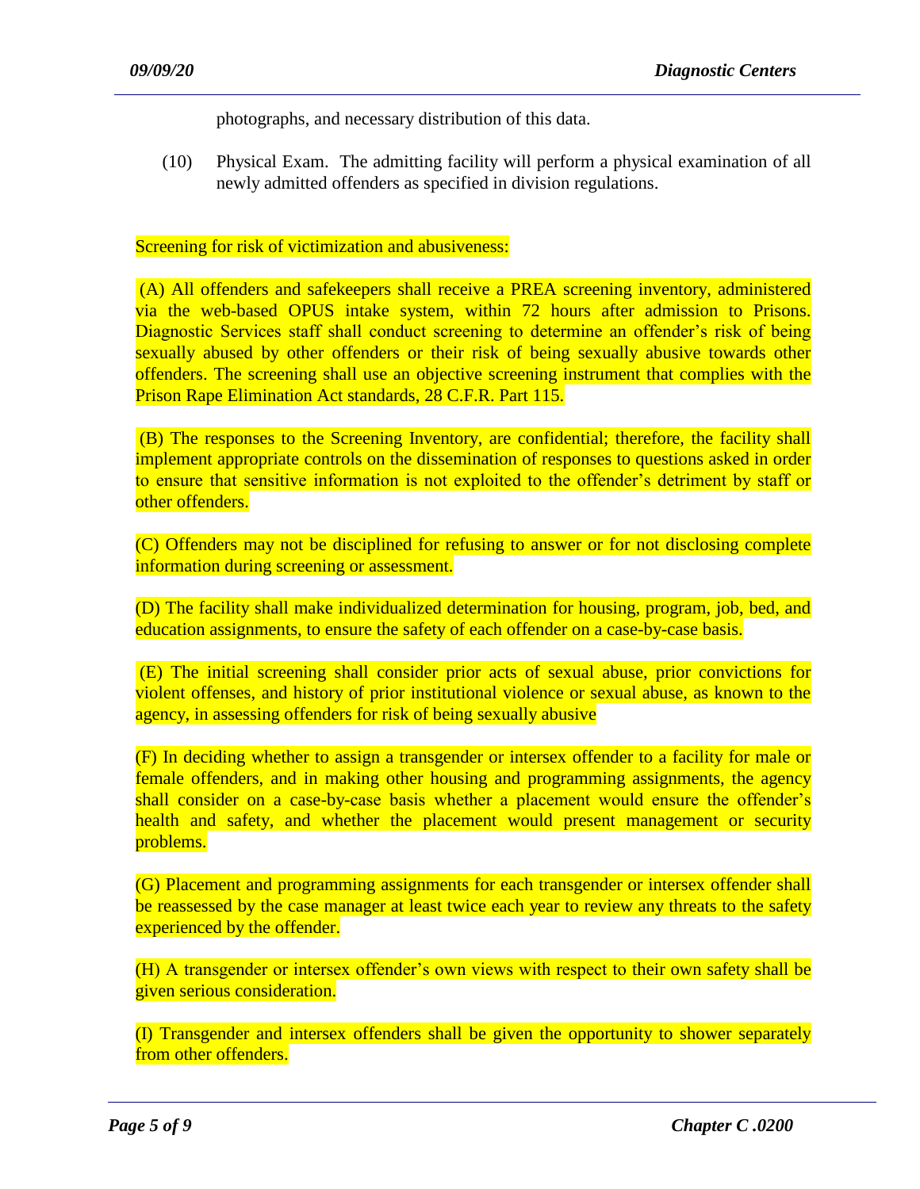photographs, and necessary distribution of this data.

(10) Physical Exam. The admitting facility will perform a physical examination of all newly admitted offenders as specified in division regulations.

Screening for risk of victimization and abusiveness:

(A) All offenders and safekeepers shall receive a PREA screening inventory, administered via the web-based OPUS intake system, within 72 hours after admission to Prisons. Diagnostic Services staff shall conduct screening to determine an offender's risk of being sexually abused by other offenders or their risk of being sexually abusive towards other offenders. The screening shall use an objective screening instrument that complies with the Prison Rape Elimination Act standards, 28 C.F.R. Part 115.

(B) The responses to the Screening Inventory, are confidential; therefore, the facility shall implement appropriate controls on the dissemination of responses to questions asked in order to ensure that sensitive information is not exploited to the offender's detriment by staff or other offenders.

(C) Offenders may not be disciplined for refusing to answer or for not disclosing complete information during screening or assessment.

(D) The facility shall make individualized determination for housing, program, job, bed, and education assignments, to ensure the safety of each offender on a case-by-case basis.

(E) The initial screening shall consider prior acts of sexual abuse, prior convictions for violent offenses, and history of prior institutional violence or sexual abuse, as known to the agency, in assessing offenders for risk of being sexually abusive

(F) In deciding whether to assign a transgender or intersex offender to a facility for male or female offenders, and in making other housing and programming assignments, the agency shall consider on a case-by-case basis whether a placement would ensure the offender's health and safety, and whether the placement would present management or security problems.

(G) Placement and programming assignments for each transgender or intersex offender shall be reassessed by the case manager at least twice each year to review any threats to the safety experienced by the offender.

(H) A transgender or intersex offender's own views with respect to their own safety shall be given serious consideration.

(I) Transgender and intersex offenders shall be given the opportunity to shower separately from other offenders.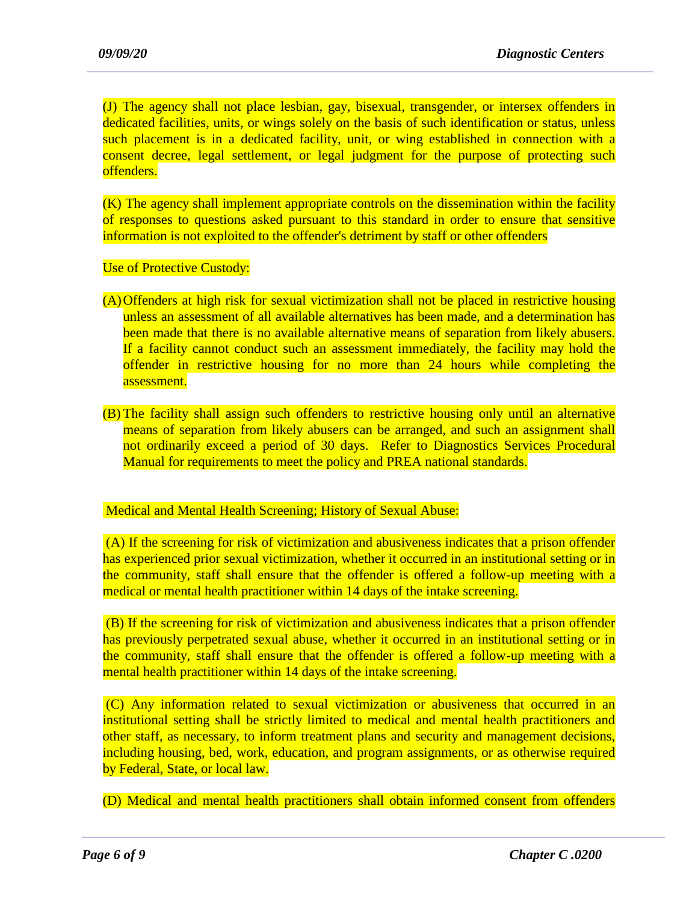(J) The agency shall not place lesbian, gay, bisexual, transgender, or intersex offenders in dedicated facilities, units, or wings solely on the basis of such identification or status, unless such placement is in a dedicated facility, unit, or wing established in connection with a consent decree, legal settlement, or legal judgment for the purpose of protecting such offenders.

(K) The agency shall implement appropriate controls on the dissemination within the facility of responses to questions asked pursuant to this standard in order to ensure that sensitive information is not exploited to the offender's detriment by staff or other offenders

Use of Protective Custody:

(A) Offenders at high risk for sexual victimization shall not be placed in restrictive housing unless an assessment of all available alternatives has been made, and a determination has been made that there is no available alternative means of separation from likely abusers. If a facility cannot conduct such an assessment immediately, the facility may hold the offender in restrictive housing for no more than 24 hours while completing the assessment.

(B) The facility shall assign such offenders to restrictive housing only until an alternative means of separation from likely abusers can be arranged, and such an assignment shall not ordinarily exceed a period of 30 days. Refer to Diagnostics Services Procedural Manual for requirements to meet the policy and PREA national standards.

Medical and Mental Health Screening; History of Sexual Abuse:

(A) If the screening for risk of victimization and abusiveness indicates that a prison offender has experienced prior sexual victimization, whether it occurred in an institutional setting or in the community, staff shall ensure that the offender is offered a follow-up meeting with a medical or mental health practitioner within 14 days of the intake screening.

(B) If the screening for risk of victimization and abusiveness indicates that a prison offender has previously perpetrated sexual abuse, whether it occurred in an institutional setting or in the community, staff shall ensure that the offender is offered a follow-up meeting with a mental health practitioner within 14 days of the intake screening.

(C) Any information related to sexual victimization or abusiveness that occurred in an institutional setting shall be strictly limited to medical and mental health practitioners and other staff, as necessary, to inform treatment plans and security and management decisions, including housing, bed, work, education, and program assignments, or as otherwise required by Federal, State, or local law.

(D) Medical and mental health practitioners shall obtain informed consent from offenders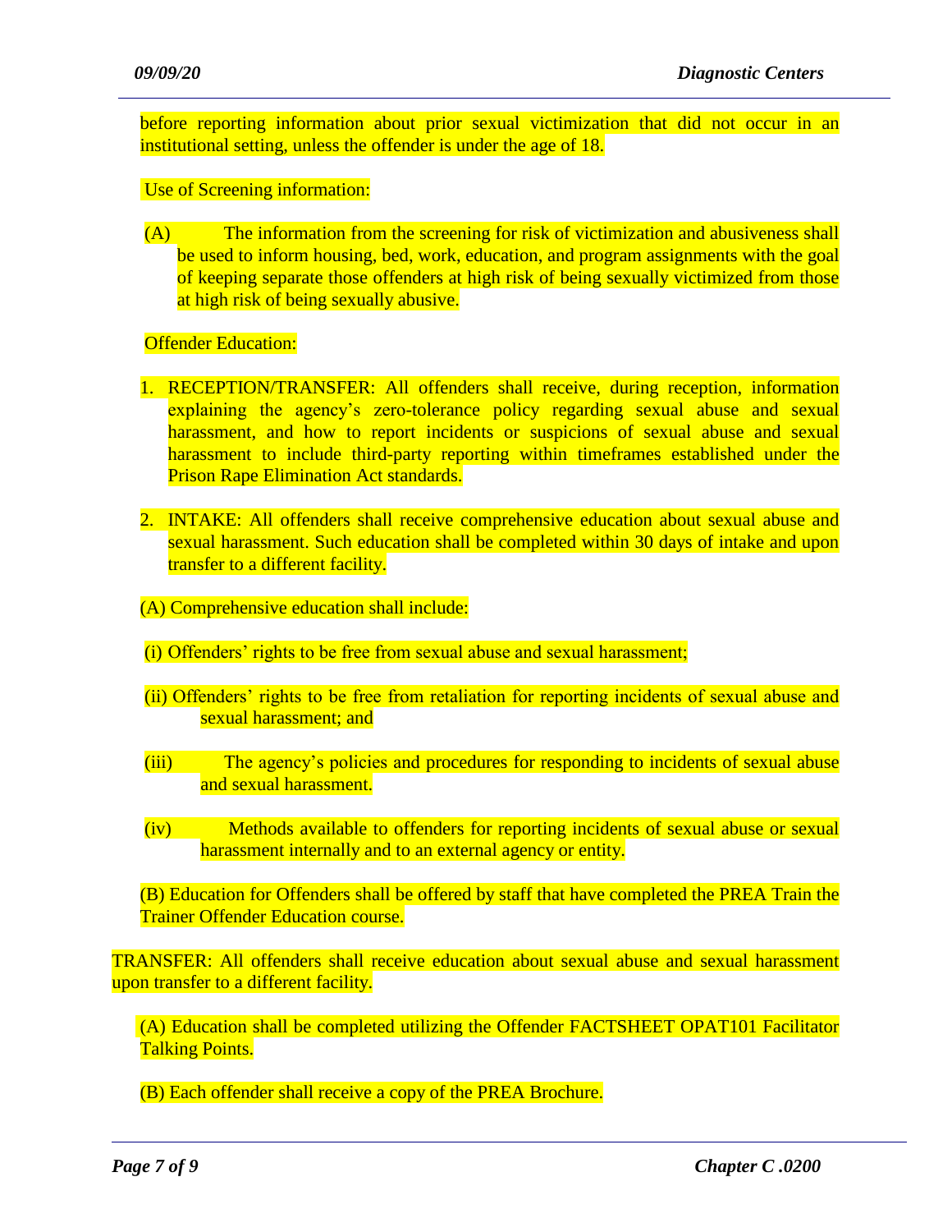before reporting information about prior sexual victimization that did not occur in an institutional setting, unless the offender is under the age of 18.

Use of Screening information:

(A) The information from the screening for risk of victimization and abusiveness shall be used to inform housing, bed, work, education, and program assignments with the goal of keeping separate those offenders at high risk of being sexually victimized from those at high risk of being sexually abusive.

Offender Education:

1. RECEPTION/TRANSFER: All offenders shall receive, during reception, information explaining the agency's zero-tolerance policy regarding sexual abuse and sexual harassment, and how to report incidents or suspicions of sexual abuse and sexual harassment to include third-party reporting within timeframes established under the Prison Rape Elimination Act standards.

2. INTAKE: All offenders shall receive comprehensive education about sexual abuse and sexual harassment. Such education shall be completed within 30 days of intake and upon transfer to a different facility.

(A) Comprehensive education shall include:

(i) Offenders' rights to be free from sexual abuse and sexual harassment;

(ii) Offenders' rights to be free from retaliation for reporting incidents of sexual abuse and sexual harassment; and

(iii) The agency's policies and procedures for responding to incidents of sexual abuse and sexual harassment.

(iv) Methods available to offenders for reporting incidents of sexual abuse or sexual harassment internally and to an external agency or entity.

(B) Education for Offenders shall be offered by staff that have completed the PREA Train the Trainer Offender Education course.

TRANSFER: All offenders shall receive education about sexual abuse and sexual harassment upon transfer to a different facility.

(A) Education shall be completed utilizing the Offender FACTSHEET OPAT101 Facilitator Talking Points.

(B) Each offender shall receive a copy of the PREA Brochure.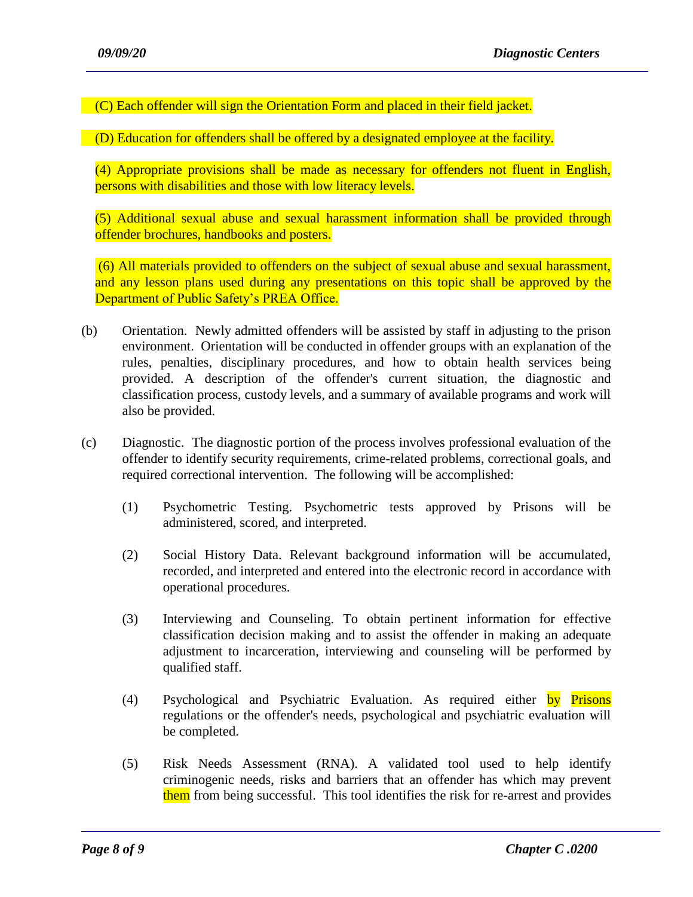(C) Each offender will sign the Orientation Form and placed in their field jacket.

(D) Education for offenders shall be offered by a designated employee at the facility.

(4) Appropriate provisions shall be made as necessary for offenders not fluent in English, persons with disabilities and those with low literacy levels.

(5) Additional sexual abuse and sexual harassment information shall be provided through offender brochures, handbooks and posters.

(6) All materials provided to offenders on the subject of sexual abuse and sexual harassment, and any lesson plans used during any presentations on this topic shall be approved by the Department of Public Safety's PREA Office.

(b) Orientation. Newly admitted offenders will be assisted by staff in adjusting to the prison environment. Orientation will be conducted in offender groups with an explanation of the rules, penalties, disciplinary procedures, and how to obtain health services being provided. A description of the offender's current situation, the diagnostic and classification process, custody levels, and a summary of available programs and work will also be provided.

(c) Diagnostic. The diagnostic portion of the process involves professional evaluation of the offender to identify security requirements, crime-related problems, correctional goals, and required correctional intervention. The following will be accomplished:

(1) Psychometric Testing. Psychometric tests approved by Prisons will be administered, scored, and interpreted.

(2) Social History Data. Relevant background information will be accumulated, recorded, and interpreted and entered into the electronic record in accordance with operational procedures.

(3) Interviewing and Counseling. To obtain pertinent information for effective classification decision making and to assist the offender in making an adequate adjustment to incarceration, interviewing and counseling will be performed by qualified staff.

(4) Psychological and Psychiatric Evaluation. As required either by Prisons regulations or the offender's needs, psychological and psychiatric evaluation will be completed.

(5) Risk Needs Assessment (RNA). A validated tool used to help identify criminogenic needs, risks and barriers that an offender has which may prevent them from being successful. This tool identifies the risk for re-arrest and provides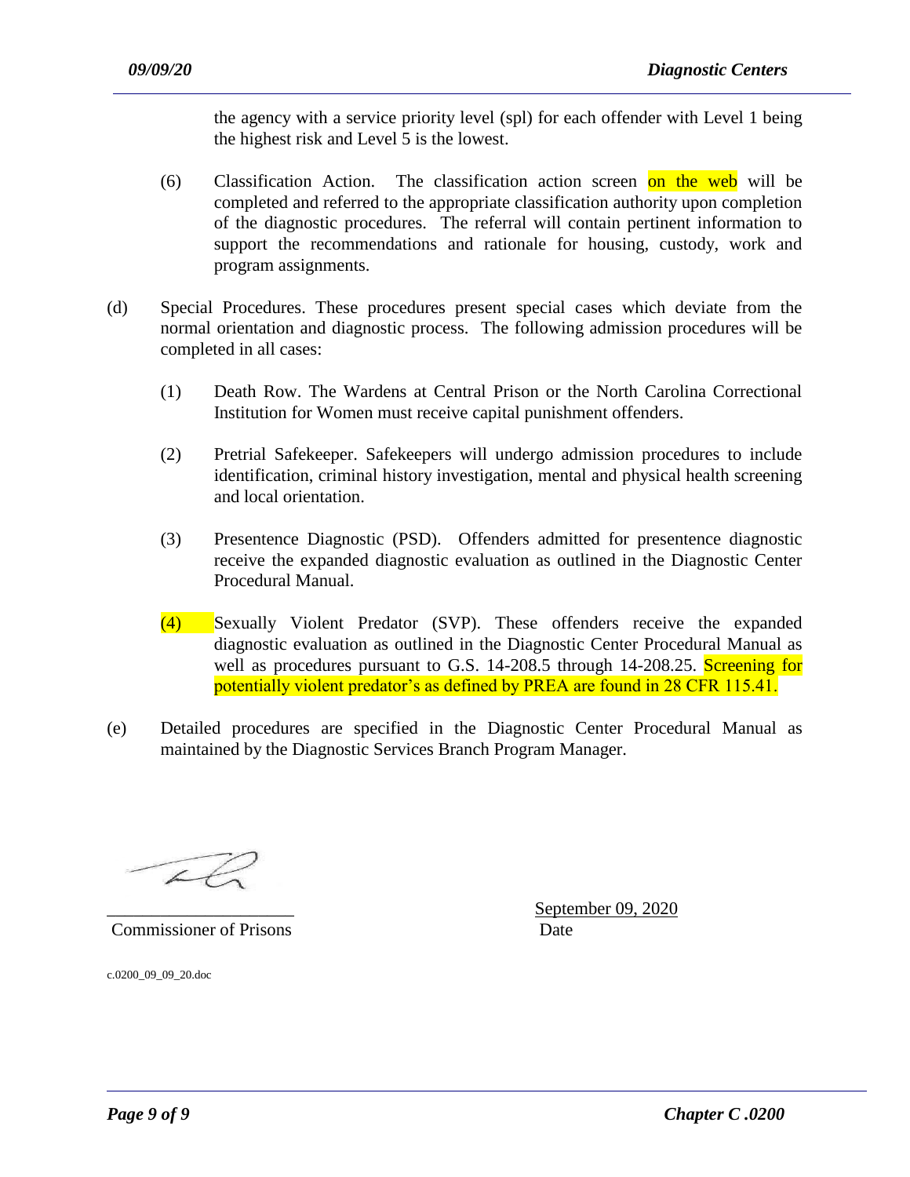the agency with a service priority level (spl) for each offender with Level 1 being the highest risk and Level 5 is the lowest.

(6) Classification Action. The classification action screen on the web will be completed and referred to the appropriate classification authority upon completion of the diagnostic procedures. The referral will contain pertinent information to support the recommendations and rationale for housing, custody, work and program assignments.

(d) Special Procedures. These procedures present special cases which deviate from the normal orientation and diagnostic process. The following admission procedures will be completed in all cases:

(1) Death Row. The Wardens at Central Prison or the North Carolina Correctional Institution for Women must receive capital punishment offenders.

(2) Pretrial Safekeeper. Safekeepers will undergo admission procedures to include identification, criminal history investigation, mental and physical health screening and local orientation.

(3) Presentence Diagnostic (PSD). Offenders admitted for presentence diagnostic receive the expanded diagnostic evaluation as outlined in the Diagnostic Center Procedural Manual.

(4) Sexually Violent Predator (SVP). These offenders receive the expanded diagnostic evaluation as outlined in the Diagnostic Center Procedural Manual as well as procedures pursuant to G.S. 14-208.5 through 14-208.25. Screening for potentially violent predator's as defined by PREA are found in 28 CFR 115.41.

(e) Detailed procedures are specified in the Diagnostic Center Procedural Manual as maintained by the Diagnostic Services Branch Program Manager.

\_\_\_\_\_\_\_\_\_\_\_\_\_\_\_\_\_\_\_\_\_\_

Commissioner of Prisons

September 09, 2020

Date

c.0200_09_09_20.doc